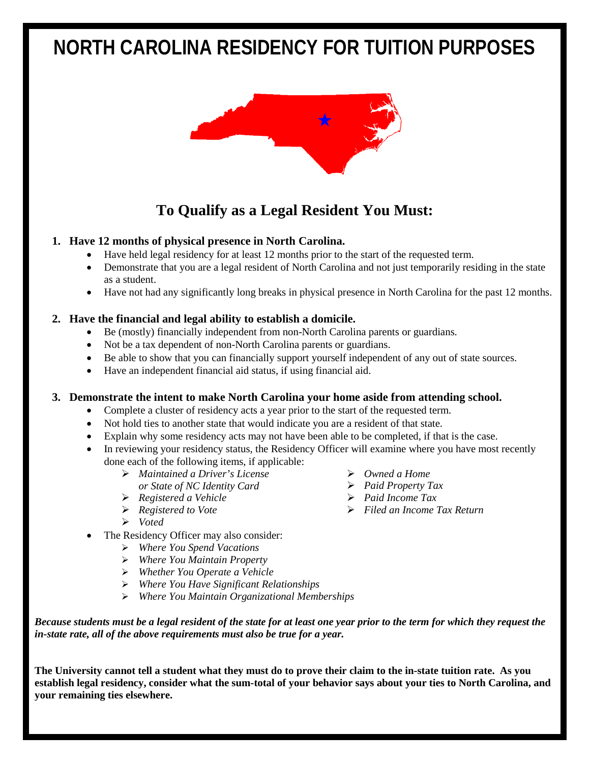# NORTH CAROLINA RESIDENCY FOR TUITION PURPOSES

## To Qualify as a Legal Resident You Must:

1. **Have 12 months of physical presence in North Carolina.**
    - Have held legal residency for at least 12 months prior to the start of the requested term.
    - Demonstrate that you are a legal resident of North Carolina and not just temporarily residing in the state as a student.
    - Have not had any significantly long breaks in physical presence in North Carolina for the past 12 months.

2. **Have the financial and legal ability to establish a domicile.**
    - Be (mostly) financially independent from non-North Carolina parents or guardians.
    - Not be a tax dependent of non-North Carolina parents or guardians.
    - Be able to show that you can financially support yourself independent of any out of state sources.
    - Have an independent financial aid status, if using financial aid.

3. **Demonstrate the intent to make North Carolina your home aside from attending school.**
    - Complete a cluster of residency acts a year prior to the start of the requested term.
    - Not hold ties to another state that would indicate you are a resident of that state.
    - Explain why some residency acts may not have been able to be completed, if that is the case.
    - In reviewing your residency status, the Residency Officer will examine where you have most recently done each of the following items, if applicable:
        - *Maintained a Driver's License or State of NC Identity Card*
        - *Registered a Vehicle*
        - *Registered to Vote*
        - *Voted*
        - *Owned a Home*
        - *Paid Property Tax*
        - *Paid Income Tax*
        - *Filed an Income Tax Return*
    - The Residency Officer may also consider:
        - *Where You Spend Vacations*
        - *Where You Maintain Property*
        - *Whether You Operate a Vehicle*
        - *Where You Have Significant Relationships*
        - *Where You Maintain Organizational Memberships*

***Because students must be a legal resident of the state for at least one year prior to the term for which they request the in-state rate, all of the above requirements must also be true for a year.***

**The University cannot tell a student what they must do to prove their claim to the in-state tuition rate. As you establish legal residency, consider what the sum-total of your behavior says about your ties to North Carolina, and your remaining ties elsewhere.**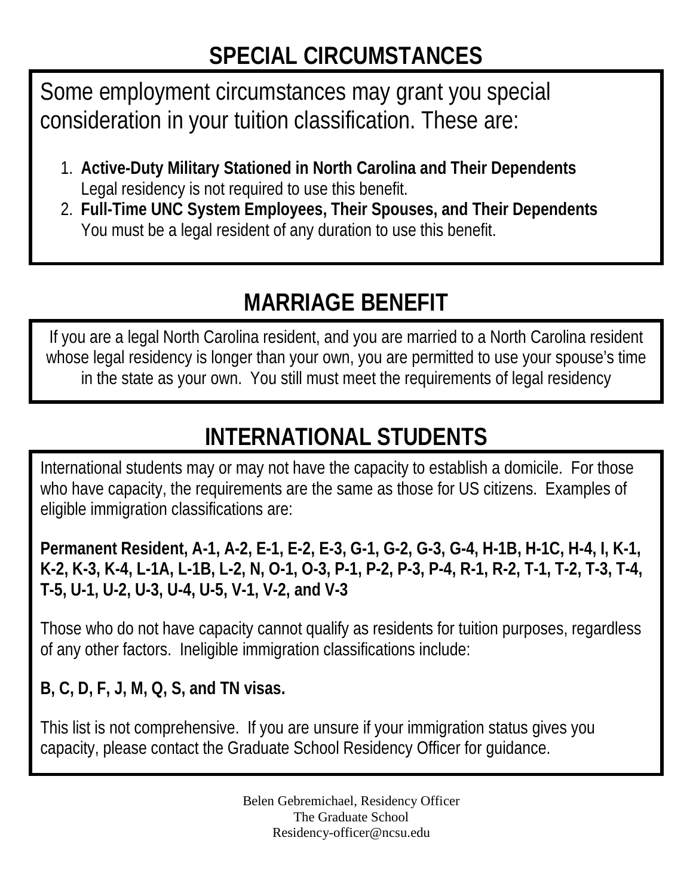## SPECIAL CIRCUMSTANCES

Some employment circumstances may grant you special consideration in your tuition classification. These are:

1. **Active-Duty Military Stationed in North Carolina and Their Dependents**
   Legal residency is not required to use this benefit.
2. **Full-Time UNC System Employees, Their Spouses, and Their Dependents**
   You must be a legal resident of any duration to use this benefit.

## MARRIAGE BENEFIT

If you are a legal North Carolina resident, and you are married to a North Carolina resident whose legal residency is longer than your own, you are permitted to use your spouse's time in the state as your own. You still must meet the requirements of legal residency

## INTERNATIONAL STUDENTS

International students may or may not have the capacity to establish a domicile. For those who have capacity, the requirements are the same as those for US citizens. Examples of eligible immigration classifications are:

**Permanent Resident, A-1, A-2, E-1, E-2, E-3, G-1, G-2, G-3, G-4, H-1B, H-1C, H-4, I, K-1, K-2, K-3, K-4, L-1A, L-1B, L-2, N, O-1, O-3, P-1, P-2, P-3, P-4, R-1, R-2, T-1, T-2, T-3, T-4, T-5, U-1, U-2, U-3, U-4, U-5, V-1, V-2, and V-3**

Those who do not have capacity cannot qualify as residents for tuition purposes, regardless of any other factors. Ineligible immigration classifications include:

**B, C, D, F, J, M, Q, S, and TN visas.**

This list is not comprehensive. If you are unsure if your immigration status gives you capacity, please contact the Graduate School Residency Officer for guidance.

Belen Gebremichael, Residency Officer
The Graduate School
Residency-officer@ncsu.edu